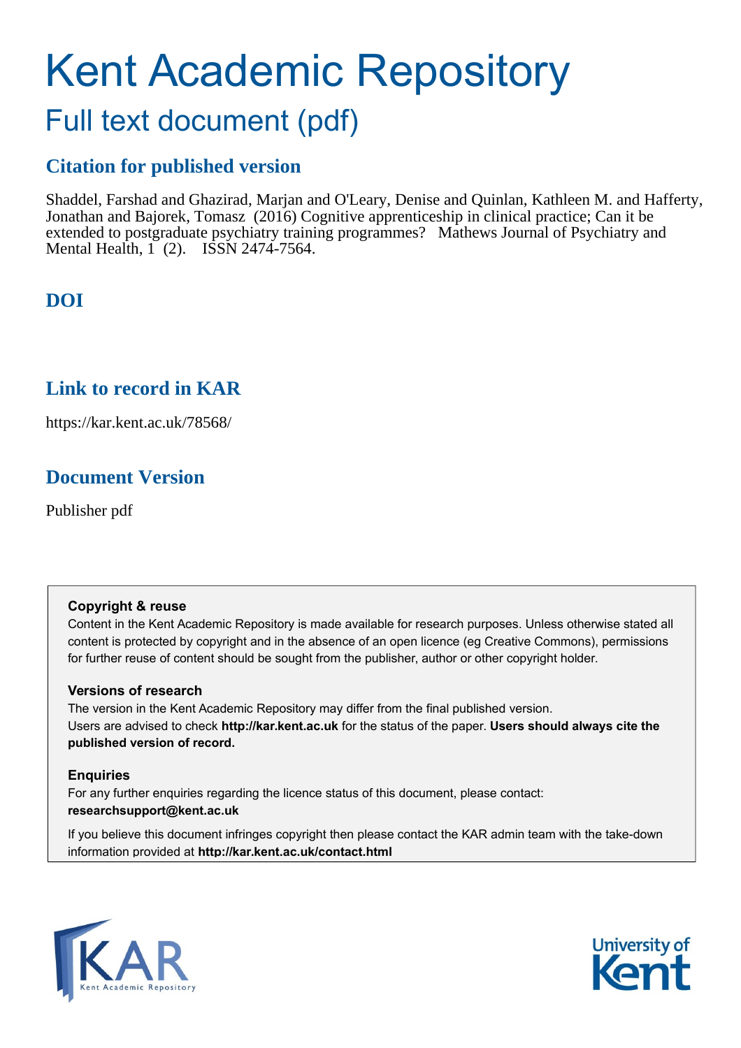# Kent Academic Repository

## Full text document (pdf)

## Citation for published version

Shaddel, Farshad and Ghazirad, Marjan and O'Leary, Denise and Quinlan, Kathleen M. and Hafferty, Jonathan and Bajorek, Tomasz (2016) Cognitive apprenticeship in clinical practice; Can it be extended to postgraduate psychiatry training programmes? Mathews Journal of Psychiatry and Mental Health, 1 (2). ISSN 2474-7564.

## DOI

## Link to record in KAR

https://kar.kent.ac.uk/78568/

## Document Version

Publisher pdf

**Copyright & reuse**

Content in the Kent Academic Repository is made available for research purposes. Unless otherwise stated all content is protected by copyright and in the absence of an open licence (eg Creative Commons), permissions for further reuse of content should be sought from the publisher, author or other copyright holder.

**Versions of research**

The version in the Kent Academic Repository may differ from the final published version. Users are advised to check **http://kar.kent.ac.uk** for the status of the paper. **Users should always cite the published version of record.**

**Enquiries**

For any further enquiries regarding the licence status of this document, please contact: **researchsupport@kent.ac.uk**

If you believe this document infringes copyright then please contact the KAR admin team with the take-down information provided at **http://kar.kent.ac.uk/contact.html**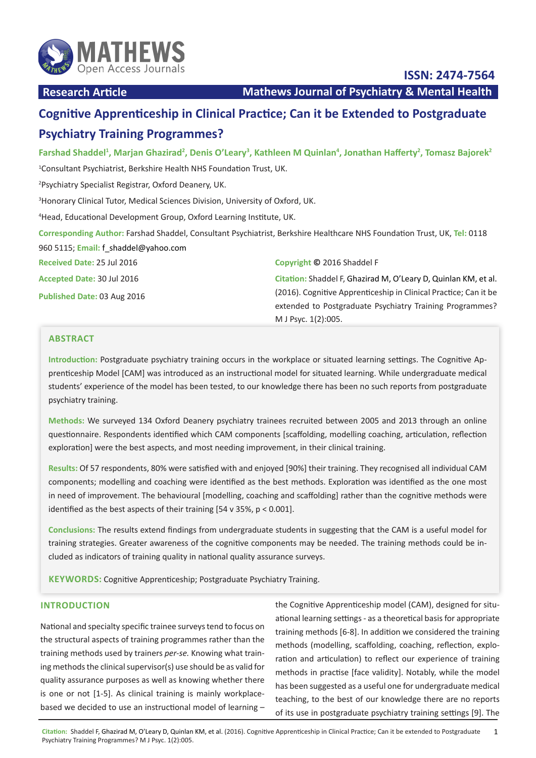# Cognitive Apprenticeship in Clinical Practice; Can it be Extended to Postgraduate Psychiatry Training Programmes?

**Farshad Shaddel[1], Marjan Ghazirad[2], Denis O'Leary[3], Kathleen M Quinlan[4], Jonathan Hafferty[2], Tomasz Bajorek[2]**

[1]Consultant Psychiatrist, Berkshire Health NHS Foundation Trust, UK.

[2]Psychiatry Specialist Registrar, Oxford Deanery, UK.

[3]Honorary Clinical Tutor, Medical Sciences Division, University of Oxford, UK.

[4]Head, Educational Development Group, Oxford Learning Institute, UK.

**Corresponding Author:** Farshad Shaddel, Consultant Psychiatrist, Berkshire Healthcare NHS Foundation Trust, UK, **Tel:** 0118 960 5115; **Email:** f_shaddel@yahoo.com

**Received Date:** 25 Jul 2016

**Accepted Date:** 30 Jul 2016

**Published Date:** 03 Aug 2016

**Copyright** © 2016 Shaddel F

**Citation:** Shaddel F, Ghazirad M, O'Leary D, Quinlan KM, et al. (2016). Cognitive Apprenticeship in Clinical Practice; Can it be extended to Postgraduate Psychiatry Training Programmes? M J Psyc. 1(2):005.

## ABSTRACT

**Introduction:** Postgraduate psychiatry training occurs in the workplace or situated learning settings. The Cognitive Apprenticeship Model [CAM] was introduced as an instructional model for situated learning. While undergraduate medical students' experience of the model has been tested, to our knowledge there has been no such reports from postgraduate psychiatry training.

**Methods:** We surveyed 134 Oxford Deanery psychiatry trainees recruited between 2005 and 2013 through an online questionnaire. Respondents identified which CAM components [scaffolding, modelling coaching, articulation, reflection exploration] were the best aspects, and most needing improvement, in their clinical training.

**Results:** Of 57 respondents, 80% were satisfied with and enjoyed [90%] their training. They recognised all individual CAM components; modelling and coaching were identified as the best methods. Exploration was identified as the one most in need of improvement. The behavioural [modelling, coaching and scaffolding] rather than the cognitive methods were identified as the best aspects of their training [54 v 35%, $p < 0.001$].

**Conclusions:** The results extend findings from undergraduate students in suggesting that the CAM is a useful model for training strategies. Greater awareness of the cognitive components may be needed. The training methods could be included as indicators of training quality in national quality assurance surveys.

**KEYWORDS:** Cognitive Apprenticeship; Postgraduate Psychiatry Training.

## INTRODUCTION

National and specialty specific trainee surveys tend to focus on the structural aspects of training programmes rather than the training methods used by trainers *per-se.* Knowing what training methods the clinical supervisor(s) use should be as valid for quality assurance purposes as well as knowing whether there is one or not [1-5]. As clinical training is mainly workplace-based we decided to use an instructional model of learning – the Cognitive Apprenticeship model (CAM), designed for situational learning settings - as a theoretical basis for appropriate training methods [6-8]. In addition we considered the training methods (modelling, scaffolding, coaching, reflection, exploration and articulation) to reflect our experience of training methods in practise [face validity]. Notably, while the model has been suggested as a useful one for undergraduate medical teaching, to the best of our knowledge there are no reports of its use in postgraduate psychiatry training settings [9]. The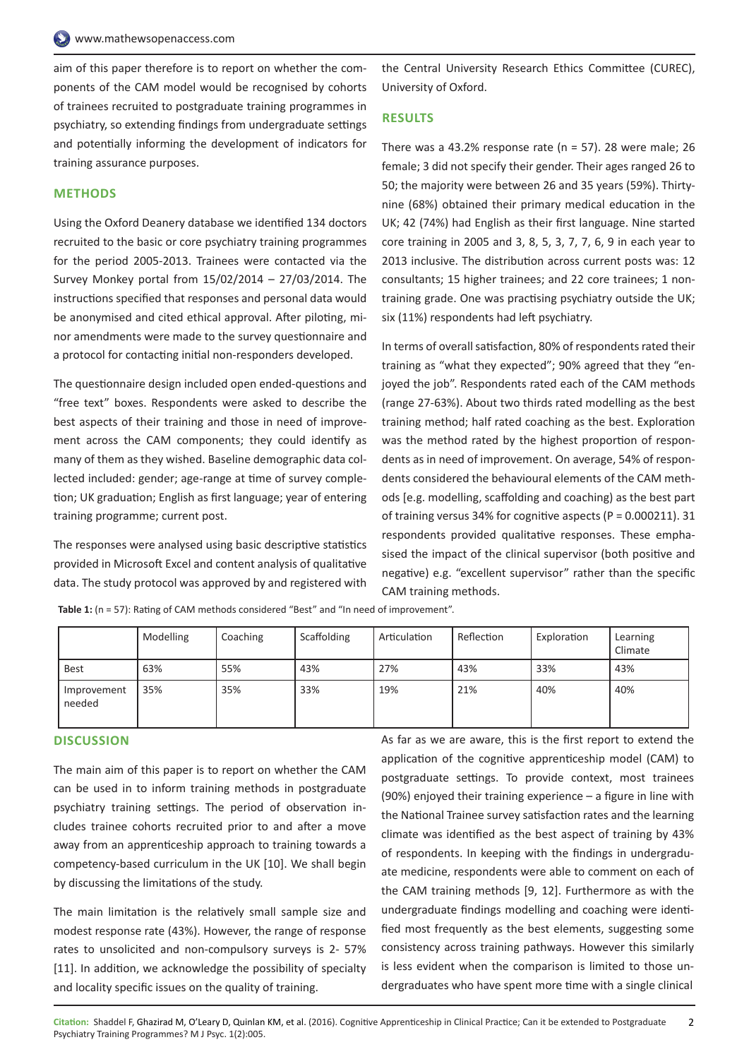aim of this paper therefore is to report on whether the components of the CAM model would be recognised by cohorts of trainees recruited to postgraduate training programmes in psychiatry, so extending findings from undergraduate settings and potentially informing the development of indicators for training assurance purposes.

## METHODS

Using the Oxford Deanery database we identified 134 doctors recruited to the basic or core psychiatry training programmes for the period 2005-2013. Trainees were contacted via the Survey Monkey portal from 15/02/2014 – 27/03/2014. The instructions specified that responses and personal data would be anonymised and cited ethical approval. After piloting, minor amendments were made to the survey questionnaire and a protocol for contacting initial non-responders developed.

The questionnaire design included open ended-questions and "free text" boxes. Respondents were asked to describe the best aspects of their training and those in need of improvement across the CAM components; they could identify as many of them as they wished. Baseline demographic data collected included: gender; age-range at time of survey completion; UK graduation; English as first language; year of entering training programme; current post.

The responses were analysed using basic descriptive statistics provided in Microsoft Excel and content analysis of qualitative data. The study protocol was approved by and registered with the Central University Research Ethics Committee (CUREC), University of Oxford.

## RESULTS

There was a 43.2% response rate (n = 57). 28 were male; 26 female; 3 did not specify their gender. Their ages ranged 26 to 50; the majority were between 26 and 35 years (59%). Thirty-nine (68%) obtained their primary medical education in the UK; 42 (74%) had English as their first language. Nine started core training in 2005 and 3, 8, 5, 3, 7, 7, 6, 9 in each year to 2013 inclusive. The distribution across current posts was: 12 consultants; 15 higher trainees; and 22 core trainees; 1 non-training grade. One was practising psychiatry outside the UK; six (11%) respondents had left psychiatry.

In terms of overall satisfaction, 80% of respondents rated their training as "what they expected"; 90% agreed that they "enjoyed the job". Respondents rated each of the CAM methods (range 27-63%). About two thirds rated modelling as the best training method; half rated coaching as the best. Exploration was the method rated by the highest proportion of respondents as in need of improvement. On average, 54% of respondents considered the behavioural elements of the CAM methods [e.g. modelling, scaffolding and coaching) as the best part of training versus 34% for cognitive aspects ($P = 0.000211$). 31 respondents provided qualitative responses. These emphasised the impact of the clinical supervisor (both positive and negative) e.g. "excellent supervisor" rather than the specific CAM training methods.

**Table 1:** (n = 57): Rating of CAM methods considered "Best" and "In need of improvement".

| | Modelling | Coaching | Scaffolding | Articulation | Reflection | Exploration | Learning Climate |
|---|---|---|---|---|---|---|---|
| Best | 63% | 55% | 43% | 27% | 43% | 33% | 43% |
| Improvement needed | 35% | 35% | 33% | 19% | 21% | 40% | 40% |

## DISCUSSION

The main aim of this paper is to report on whether the CAM can be used in to inform training methods in postgraduate psychiatry training settings. The period of observation includes trainee cohorts recruited prior to and after a move away from an apprenticeship approach to training towards a competency-based curriculum in the UK [10]. We shall begin by discussing the limitations of the study.

The main limitation is the relatively small sample size and modest response rate (43%). However, the range of response rates to unsolicited and non-compulsory surveys is 2- 57% [11]. In addition, we acknowledge the possibility of specialty and locality specific issues on the quality of training.

As far as we are aware, this is the first report to extend the application of the cognitive apprenticeship model (CAM) to postgraduate settings. To provide context, most trainees (90%) enjoyed their training experience – a figure in line with the National Trainee survey satisfaction rates and the learning climate was identified as the best aspect of training by 43% of respondents. In keeping with the findings in undergraduate medicine, respondents were able to comment on each of the CAM training methods [9, 12]. Furthermore as with the undergraduate findings modelling and coaching were identified most frequently as the best elements, suggesting some consistency across training pathways. However this similarly is less evident when the comparison is limited to those undergraduates who have spent more time with a single clinical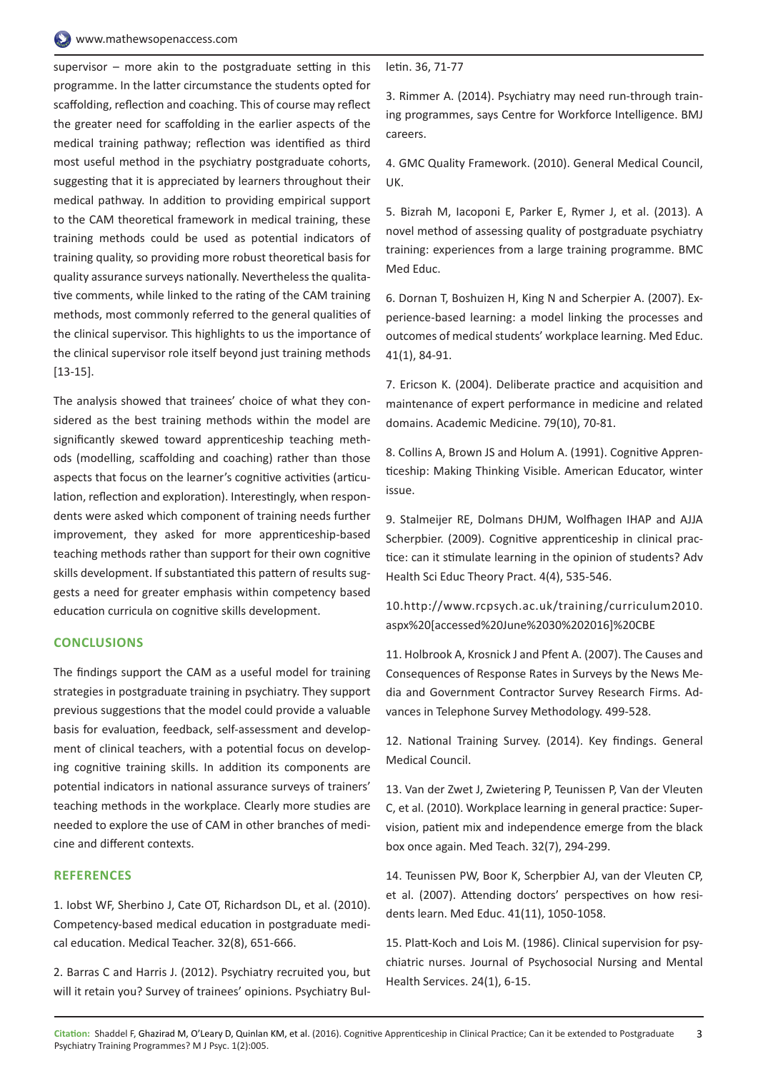supervisor – more akin to the postgraduate setting in this programme. In the latter circumstance the students opted for scaffolding, reflection and coaching. This of course may reflect the greater need for scaffolding in the earlier aspects of the medical training pathway; reflection was identified as third most useful method in the psychiatry postgraduate cohorts, suggesting that it is appreciated by learners throughout their medical pathway. In addition to providing empirical support to the CAM theoretical framework in medical training, these training methods could be used as potential indicators of training quality, so providing more robust theoretical basis for quality assurance surveys nationally. Nevertheless the qualitative comments, while linked to the rating of the CAM training methods, most commonly referred to the general qualities of the clinical supervisor. This highlights to us the importance of the clinical supervisor role itself beyond just training methods [13-15].

The analysis showed that trainees' choice of what they considered as the best training methods within the model are significantly skewed toward apprenticeship teaching methods (modelling, scaffolding and coaching) rather than those aspects that focus on the learner's cognitive activities (articulation, reflection and exploration). Interestingly, when respondents were asked which component of training needs further improvement, they asked for more apprenticeship-based teaching methods rather than support for their own cognitive skills development. If substantiated this pattern of results suggests a need for greater emphasis within competency based education curricula on cognitive skills development.

## CONCLUSIONS

The findings support the CAM as a useful model for training strategies in postgraduate training in psychiatry. They support previous suggestions that the model could provide a valuable basis for evaluation, feedback, self-assessment and development of clinical teachers, with a potential focus on developing cognitive training skills. In addition its components are potential indicators in national assurance surveys of trainers' teaching methods in the workplace. Clearly more studies are needed to explore the use of CAM in other branches of medicine and different contexts.

## REFERENCES

1. Iobst WF, Sherbino J, Cate OT, Richardson DL, et al. (2010). Competency-based medical education in postgraduate medical education. Medical Teacher. 32(8), 651-666.

2. Barras C and Harris J. (2012). Psychiatry recruited you, but will it retain you? Survey of trainees' opinions. Psychiatry Bulletin. 36, 71-77

3. Rimmer A. (2014). Psychiatry may need run-through training programmes, says Centre for Workforce Intelligence. BMJ careers.

4. GMC Quality Framework. (2010). General Medical Council, UK.

5. Bizrah M, Iacoponi E, Parker E, Rymer J, et al. (2013). A novel method of assessing quality of postgraduate psychiatry training: experiences from a large training programme. BMC Med Educ.

6. Dornan T, Boshuizen H, King N and Scherpier A. (2007). Experience-based learning: a model linking the processes and outcomes of medical students' workplace learning. Med Educ. 41(1), 84-91.

7. Ericson K. (2004). Deliberate practice and acquisition and maintenance of expert performance in medicine and related domains. Academic Medicine. 79(10), 70-81.

8. Collins A, Brown JS and Holum A. (1991). Cognitive Apprenticeship: Making Thinking Visible. American Educator, winter issue.

9. Stalmeijer RE, Dolmans DHJM, Wolfhagen IHAP and AJJA Scherpbier. (2009). Cognitive apprenticeship in clinical practice: can it stimulate learning in the opinion of students? Adv Health Sci Educ Theory Pract. 4(4), 535-546.

10. http://www.rcpsych.ac.uk/training/curriculum2010.aspx%20[accessed%20June%2030%202016]%20CBE

11. Holbrook A, Krosnick J and Pfent A. (2007). The Causes and Consequences of Response Rates in Surveys by the News Media and Government Contractor Survey Research Firms. Advances in Telephone Survey Methodology. 499-528.

12. National Training Survey. (2014). Key findings. General Medical Council.

13. Van der Zwet J, Zwietering P, Teunissen P, Van der Vleuten C, et al. (2010). Workplace learning in general practice: Supervision, patient mix and independence emerge from the black box once again. Med Teach. 32(7), 294-299.

14. Teunissen PW, Boor K, Scherpbier AJ, van der Vleuten CP, et al. (2007). Attending doctors' perspectives on how residents learn. Med Educ. 41(11), 1050-1058.

15. Platt-Koch and Lois M. (1986). Clinical supervision for psychiatric nurses. Journal of Psychosocial Nursing and Mental Health Services. 24(1), 6-15.